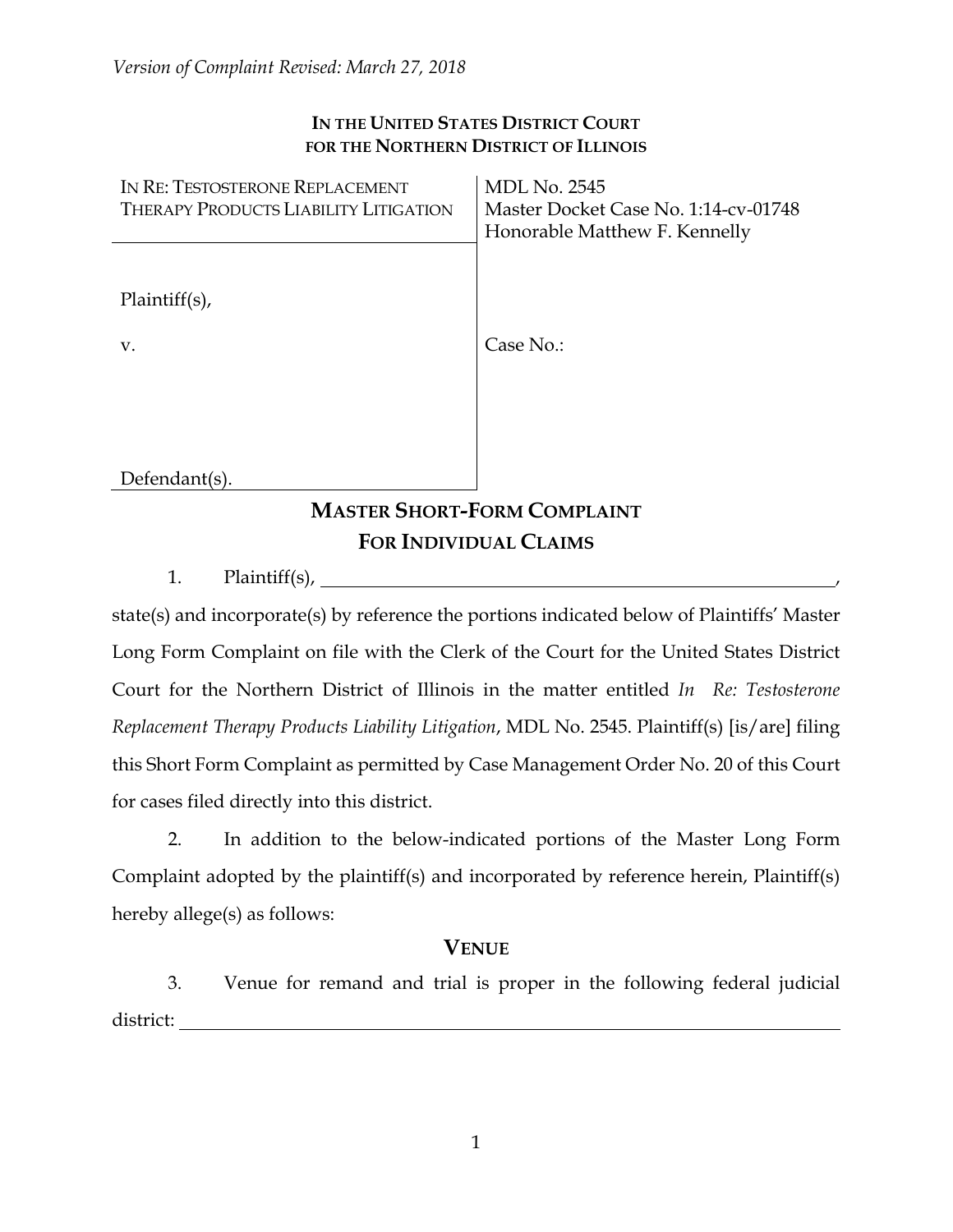*Version of Complaint Revised: March 27, 2018*

**IN THE UNITED STATES DISTRICT COURT**
**FOR THE NORTHERN DISTRICT OF ILLINOIS**

| IN RE: TESTOSTERONE REPLACEMENT THERAPY PRODUCTS LIABILITY LITIGATION | MDL No. 2545<br>Master Docket Case No. 1:14-cv-01748<br>Honorable Matthew F. Kennelly |
| --- | --- |
| Plaintiff(s),<br><br>v.<br><br><br><br>Defendant(s). | <br><br>Case No.: |

## MASTER SHORT-FORM COMPLAINT FOR INDIVIDUAL CLAIMS

1. Plaintiff(s), ______________________________________________, state(s) and incorporate(s) by reference the portions indicated below of Plaintiffs' Master Long Form Complaint on file with the Clerk of the Court for the United States District Court for the Northern District of Illinois in the matter entitled *In Re: Testosterone Replacement Therapy Products Liability Litigation*, MDL No. 2545. Plaintiff(s) [is/are] filing this Short Form Complaint as permitted by Case Management Order No. 20 of this Court for cases filed directly into this district.

2. In addition to the below-indicated portions of the Master Long Form Complaint adopted by the plaintiff(s) and incorporated by reference herein, Plaintiff(s) hereby allege(s) as follows:

### VENUE

3. Venue for remand and trial is proper in the following federal judicial district: ______________________________________________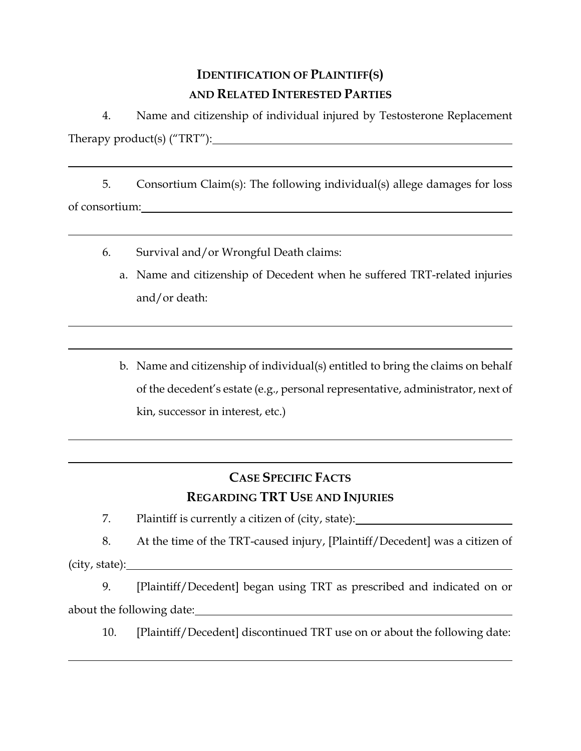## IDENTIFICATION OF PLAINTIFF(S) AND RELATED INTERESTED PARTIES

4. Name and citizenship of individual injured by Testosterone Replacement Therapy product(s) ("TRT"): ______________________________________________

______________________________________________________________________

5. Consortium Claim(s): The following individual(s) allege damages for loss of consortium: _____________________________________________________

______________________________________________________________________

6. Survival and/or Wrongful Death claims:

   a. Name and citizenship of Decedent when he suffered TRT-related injuries and/or death:

______________________________________________________________________

______________________________________________________________________

   b. Name and citizenship of individual(s) entitled to bring the claims on behalf of the decedent's estate (e.g., personal representative, administrator, next of kin, successor in interest, etc.)

______________________________________________________________________

______________________________________________________________________

## CASE SPECIFIC FACTS REGARDING TRT USE AND INJURIES

7. Plaintiff is currently a citizen of (city, state): ___________________________

8. At the time of the TRT-caused injury, [Plaintiff/Decedent] was a citizen of (city, state): ___________________________________________________________

9. [Plaintiff/Decedent] began using TRT as prescribed and indicated on or about the following date: _______________________________________________

10. [Plaintiff/Decedent] discontinued TRT use on or about the following date:

______________________________________________________________________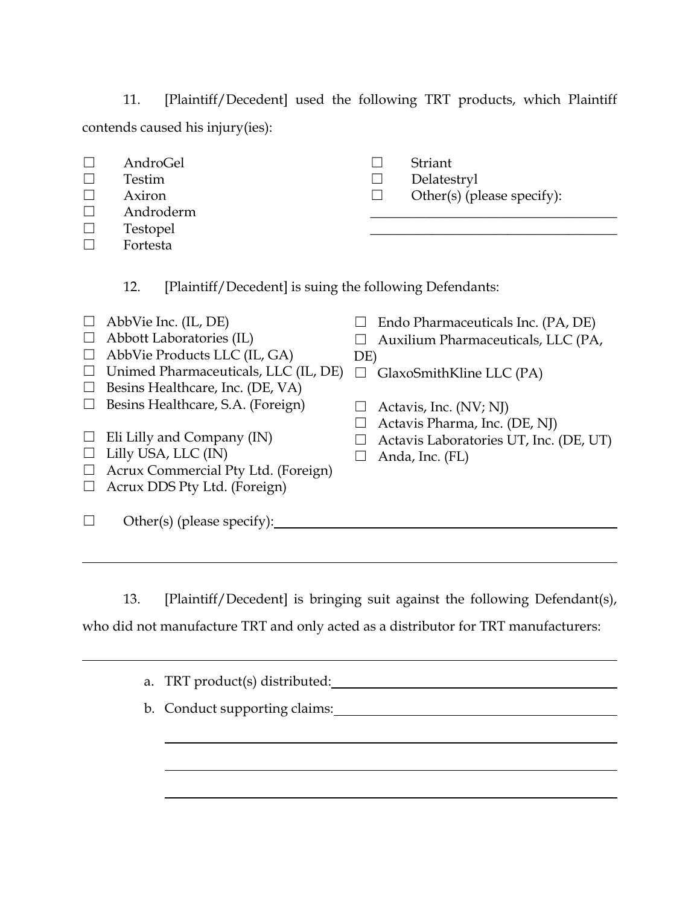11. [Plaintiff/Decedent] used the following TRT products, which Plaintiff contends caused his injury(ies):

☐ AndroGel
☐ Testim
☐ Axiron
☐ Androderm
☐ Testopel
☐ Fortesta
☐ Striant
☐ Delatestryl
☐ Other(s) (please specify): ____________________________________
____________________________________

12. [Plaintiff/Decedent] is suing the following Defendants:

☐ AbbVie Inc. (IL, DE)
☐ Abbott Laboratories (IL)
☐ AbbVie Products LLC (IL, GA)
☐ Unimed Pharmaceuticals, LLC (IL, DE)
☐ Besins Healthcare, Inc. (DE, VA)
☐ Besins Healthcare, S.A. (Foreign)

☐ Eli Lilly and Company (IN)
☐ Lilly USA, LLC (IN)
☐ Acrux Commercial Pty Ltd. (Foreign)
☐ Acrux DDS Pty Ltd. (Foreign)

☐ Endo Pharmaceuticals Inc. (PA, DE)
☐ Auxilium Pharmaceuticals, LLC (PA, DE)
☐ GlaxoSmithKline LLC (PA)

☐ Actavis, Inc. (NV; NJ)
☐ Actavis Pharma, Inc. (DE, NJ)
☐ Actavis Laboratories UT, Inc. (DE, UT)
☐ Anda, Inc. (FL)

☐ Other(s) (please specify): ____________________________________

____________________________________________________________________

13. [Plaintiff/Decedent] is bringing suit against the following Defendant(s), who did not manufacture TRT and only acted as a distributor for TRT manufacturers:

____________________________________________________________________

a. TRT product(s) distributed: ____________________________________

b. Conduct supporting claims: ____________________________________

____________________________________________________________________

____________________________________________________________________

____________________________________________________________________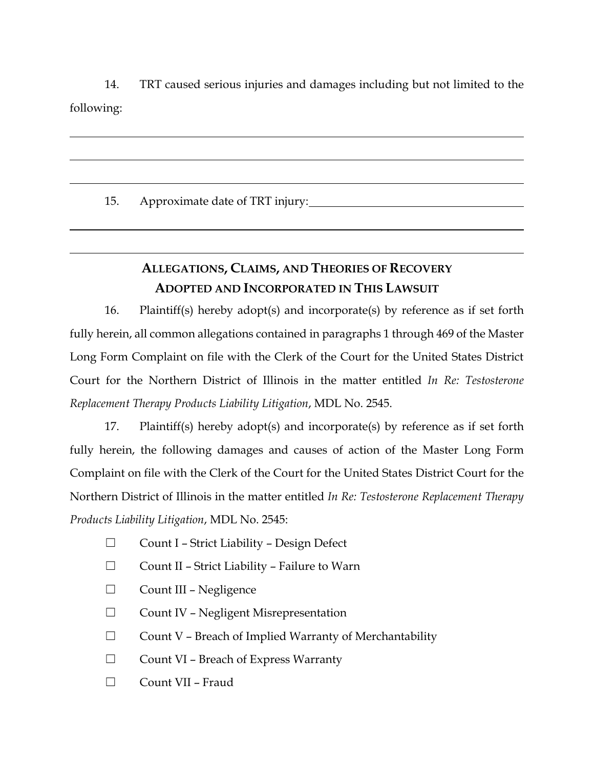14. TRT caused serious injuries and damages including but not limited to the following:

\_\_\_\_\_\_\_\_\_\_\_\_\_\_\_\_\_\_\_\_\_\_\_\_\_\_\_\_\_\_\_\_\_\_\_\_\_\_\_\_\_\_\_\_\_\_\_\_\_\_\_\_\_\_\_\_\_\_\_\_\_\_\_\_\_\_\_\_\_\_

\_\_\_\_\_\_\_\_\_\_\_\_\_\_\_\_\_\_\_\_\_\_\_\_\_\_\_\_\_\_\_\_\_\_\_\_\_\_\_\_\_\_\_\_\_\_\_\_\_\_\_\_\_\_\_\_\_\_\_\_\_\_\_\_\_\_\_\_\_\_

\_\_\_\_\_\_\_\_\_\_\_\_\_\_\_\_\_\_\_\_\_\_\_\_\_\_\_\_\_\_\_\_\_\_\_\_\_\_\_\_\_\_\_\_\_\_\_\_\_\_\_\_\_\_\_\_\_\_\_\_\_\_\_\_\_\_\_\_\_\_

15. Approximate date of TRT injury: \_\_\_\_\_\_\_\_\_\_\_\_\_\_\_\_\_\_\_\_\_\_\_\_\_\_\_\_\_\_\_\_

\_\_\_\_\_\_\_\_\_\_\_\_\_\_\_\_\_\_\_\_\_\_\_\_\_\_\_\_\_\_\_\_\_\_\_\_\_\_\_\_\_\_\_\_\_\_\_\_\_\_\_\_\_\_\_\_\_\_\_\_\_\_\_\_\_\_\_\_\_\_

\_\_\_\_\_\_\_\_\_\_\_\_\_\_\_\_\_\_\_\_\_\_\_\_\_\_\_\_\_\_\_\_\_\_\_\_\_\_\_\_\_\_\_\_\_\_\_\_\_\_\_\_\_\_\_\_\_\_\_\_\_\_\_\_\_\_\_\_\_\_

## ALLEGATIONS, CLAIMS, AND THEORIES OF RECOVERY ADOPTED AND INCORPORATED IN THIS LAWSUIT

16. Plaintiff(s) hereby adopt(s) and incorporate(s) by reference as if set forth fully herein, all common allegations contained in paragraphs 1 through 469 of the Master Long Form Complaint on file with the Clerk of the Court for the United States District Court for the Northern District of Illinois in the matter entitled *In Re: Testosterone Replacement Therapy Products Liability Litigation*, MDL No. 2545.

17. Plaintiff(s) hereby adopt(s) and incorporate(s) by reference as if set forth fully herein, the following damages and causes of action of the Master Long Form Complaint on file with the Clerk of the Court for the United States District Court for the Northern District of Illinois in the matter entitled *In Re: Testosterone Replacement Therapy Products Liability Litigation*, MDL No. 2545:

☐ Count I – Strict Liability – Design Defect

☐ Count II – Strict Liability – Failure to Warn

☐ Count III – Negligence

☐ Count IV – Negligent Misrepresentation

☐ Count V – Breach of Implied Warranty of Merchantability

☐ Count VI – Breach of Express Warranty

☐ Count VII – Fraud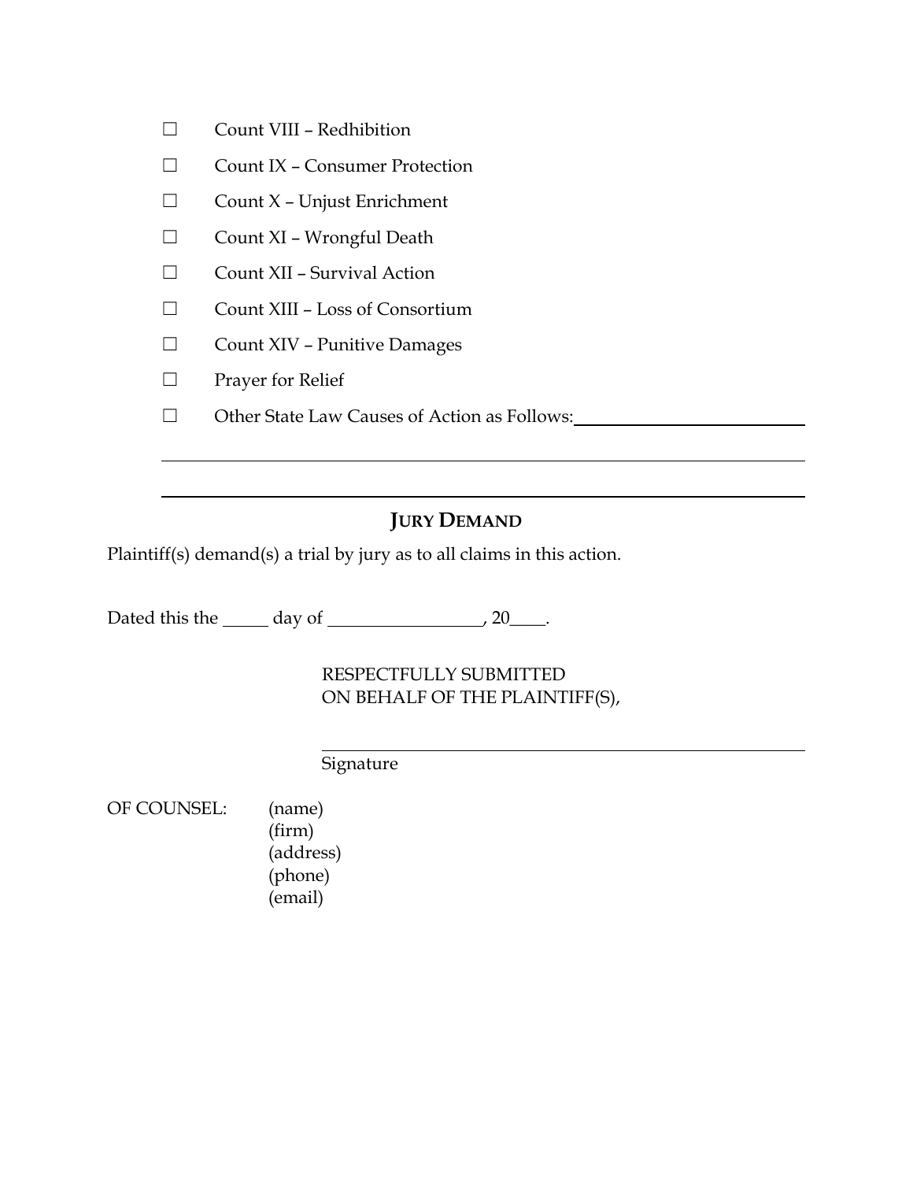☐ Count VIII – Redhibition

☐ Count IX – Consumer Protection

☐ Count X – Unjust Enrichment

☐ Count XI – Wrongful Death

☐ Count XII – Survival Action

☐ Count XIII – Loss of Consortium

☐ Count XIV – Punitive Damages

☐ Prayer for Relief

☐ Other State Law Causes of Action as Follows: ______________________________

______________________________________________________________________

______________________________________________________________________

## JURY DEMAND

Plaintiff(s) demand(s) a trial by jury as to all claims in this action.

Dated this the _____ day of _________________, 20____.

RESPECTFULLY SUBMITTED
ON BEHALF OF THE PLAINTIFF(S),

______________________________________________
Signature

OF COUNSEL: (name)
(firm)
(address)
(phone)
(email)